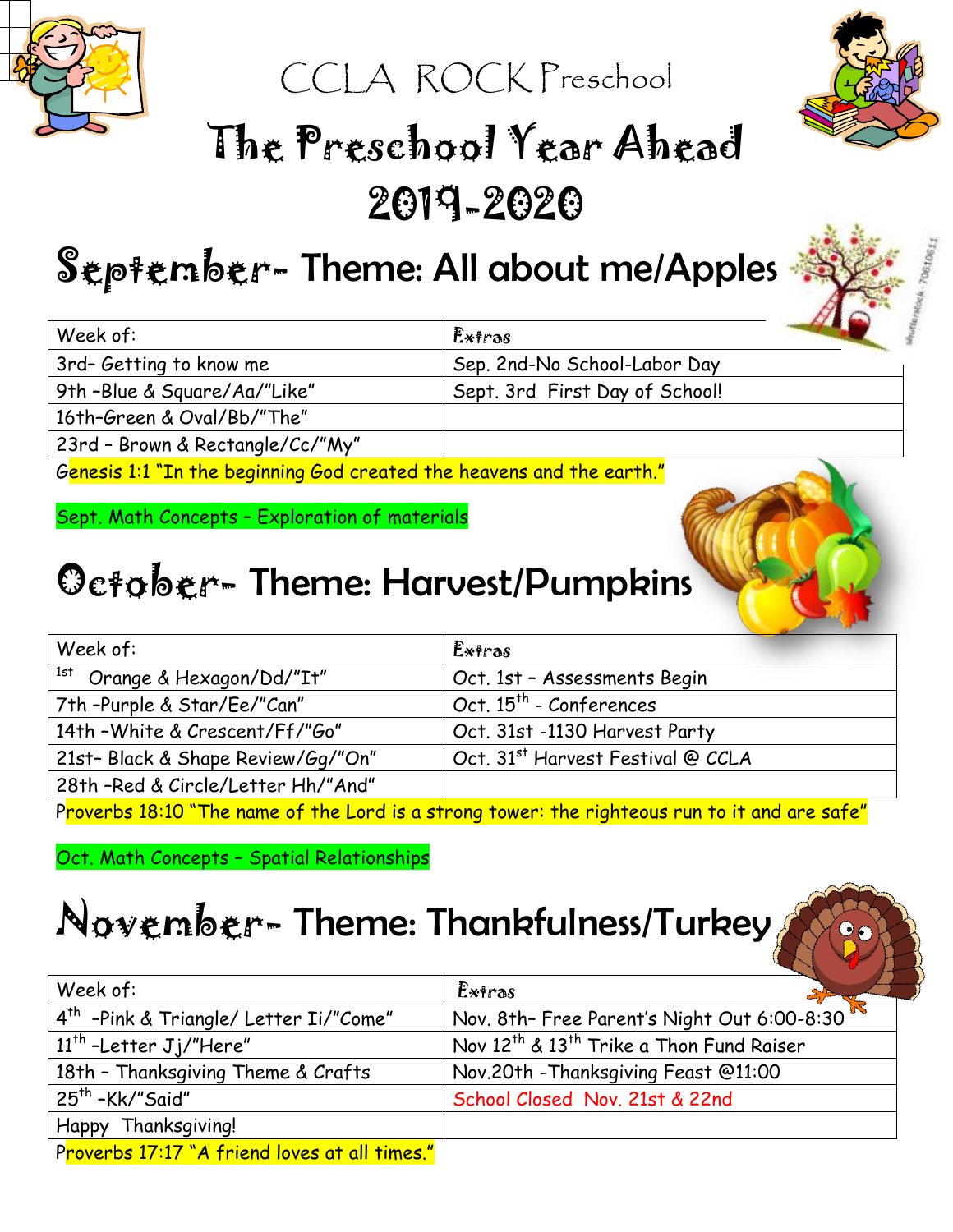# CCLA ROCK Preschool

# The Preschool Year Ahead 2019-2020

## September- Theme: All about me/Apples

| Week of: | Extras |
| --- | --- |
| 3rd- Getting to know me | Sep. 2nd-No School-Labor Day |
| 9th -Blue & Square/Aa/"Like" | Sept. 3rd First Day of School! |
| 16th-Green & Oval/Bb/"The" | |
| 23rd – Brown & Rectangle/Cc/"My" | |

Genesis 1:1 "In the beginning God created the heavens and the earth."

Sept. Math Concepts – Exploration of materials

## October- Theme: Harvest/Pumpkins

| Week of: | Extras |
| --- | --- |
| 1st Orange & Hexagon/Dd/"It" | Oct. 1st – Assessments Begin |
| 7th -Purple & Star/Ee/"Can" | Oct. 15th - Conferences |
| 14th -White & Crescent/Ff/"Go" | Oct. 31st -1130 Harvest Party |
| 21st- Black & Shape Review/Gg/"On" | Oct. 31st Harvest Festival @ CCLA |
| 28th -Red & Circle/Letter Hh/"And" | |

Proverbs 18:10 "The name of the Lord is a strong tower: the righteous run to it and are safe"

Oct. Math Concepts – Spatial Relationships

## November- Theme: Thankfulness/Turkey

| Week of: | Extras |
| --- | --- |
| 4th -Pink & Triangle/ Letter Ii/"Come" | Nov. 8th- Free Parent's Night Out 6:00-8:30 |
| 11th -Letter Jj/"Here" | Nov 12th & 13th Trike a Thon Fund Raiser |
| 18th – Thanksgiving Theme & Crafts | Nov.20th -Thanksgiving Feast @11:00 |
| 25th -Kk/"Said" | School Closed Nov. 21st & 22nd |
| Happy Thanksgiving! | |

Proverbs 17:17 "A friend loves at all times."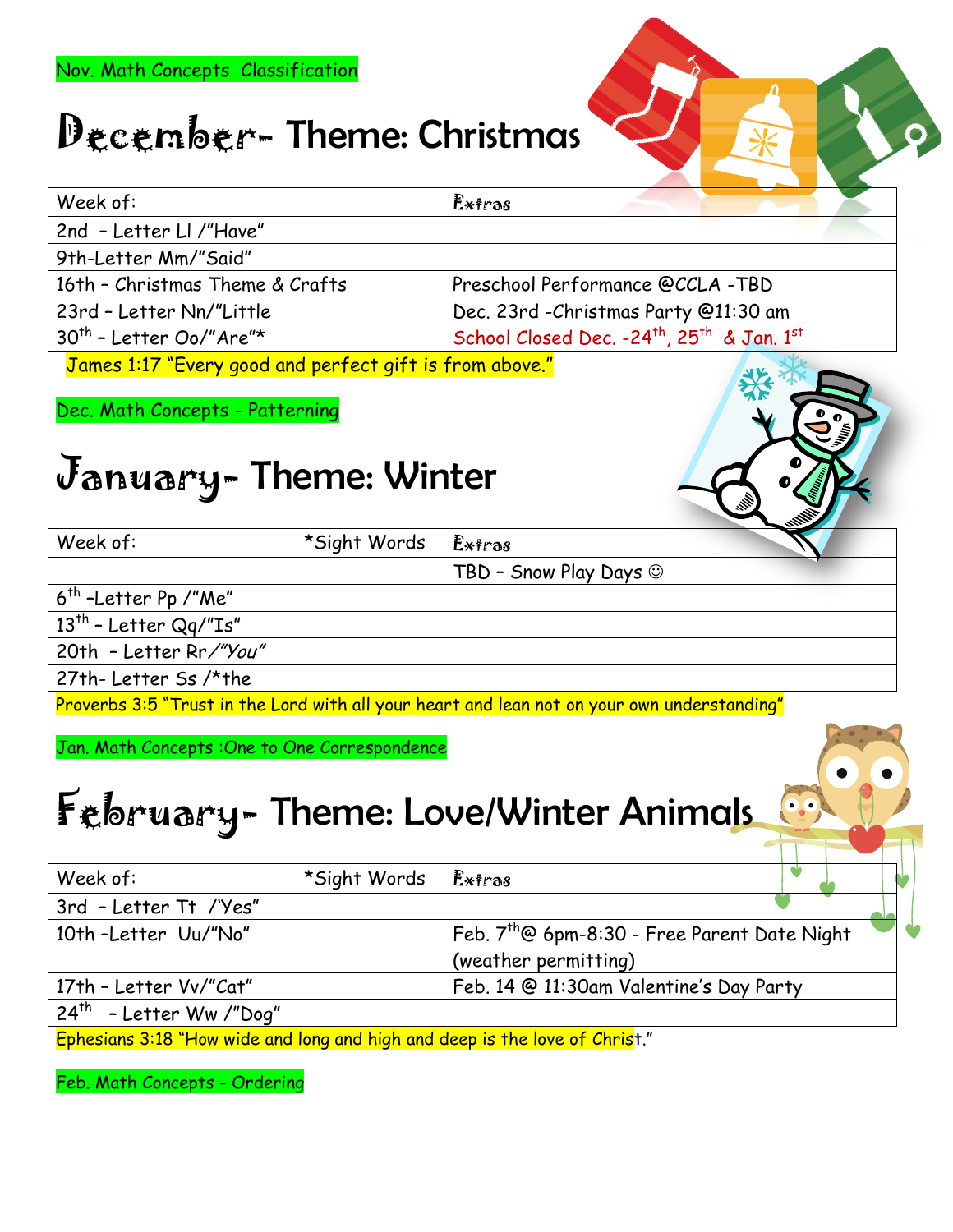Nov. Math Concepts Classification

# December- Theme: Christmas

| Week of: | Extras |
|---|---|
| 2nd - Letter Ll /"Have" | |
| 9th-Letter Mm/"Said" | |
| 16th – Christmas Theme & Crafts | Preschool Performance @CCLA -TBD |
| 23rd – Letter Nn/"Little | Dec. 23rd -Christmas Party @11:30 am |
| 30th – Letter Oo/"Are"* | School Closed Dec. -24th, 25th & Jan. 1st |

James 1:17 "Every good and perfect gift is from above."

Dec. Math Concepts - Patterning

# January- Theme: Winter

| Week of: *Sight Words | Extras |
|---|---|
| | TBD – Snow Play Days ☺ |
| 6th -Letter Pp /"Me" | |
| 13th – Letter Qq/"Is" | |
| 20th - Letter Rr/*"You"* | |
| 27th- Letter Ss /*the | |

Proverbs 3:5 "Trust in the Lord with all your heart and lean not on your own understanding"

Jan. Math Concepts :One to One Correspondence

# February- Theme: Love/Winter Animals

| Week of: *Sight Words | Extras |
|---|---|
| 3rd - Letter Tt /'Yes" | |
| 10th -Letter Uu/"No" | Feb. 7th@ 6pm-8:30 - Free Parent Date Night (weather permitting) |
| 17th – Letter Vv/"Cat" | Feb. 14 @ 11:30am Valentine's Day Party |
| 24th - Letter Ww /"Dog" | |

Ephesians 3:18 "How wide and long and high and deep is the love of Christ."

Feb. Math Concepts - Ordering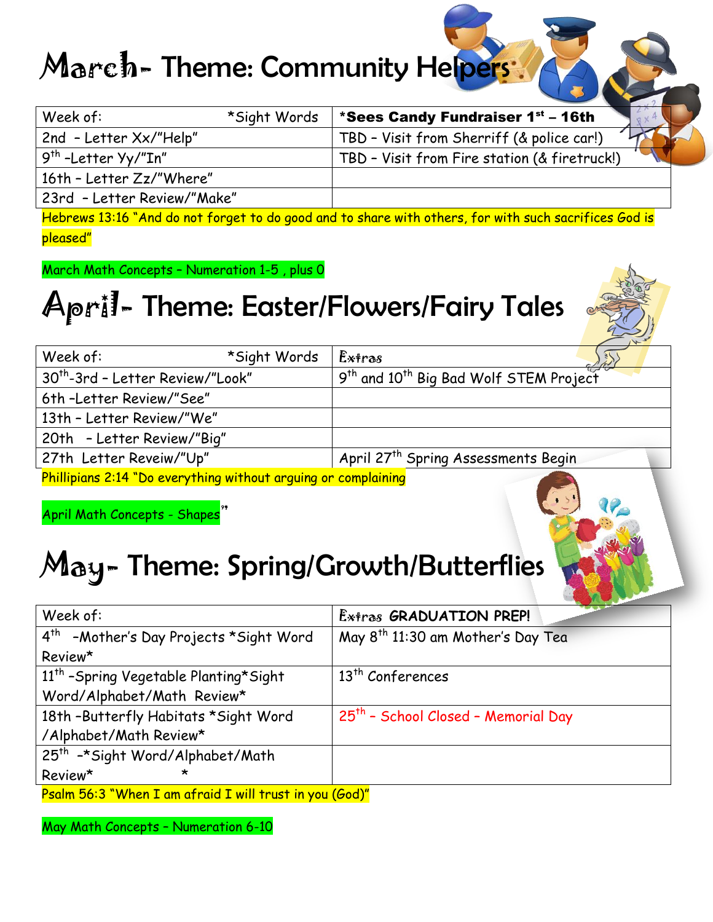# March- Theme: Community Helpers

| Week of: *Sight Words | *Sees Candy Fundraiser 1st – 16th |
|---|---|
| 2nd - Letter Xx/"Help" | TBD – Visit from Sherriff (& police car!) |
| 9th -Letter Yy/"In" | TBD – Visit from Fire station (& firetruck!) |
| 16th – Letter Zz/"Where" | |
| 23rd - Letter Review/"Make" | |

Hebrews 13:16 "And do not forget to do good and to share with others, for with such sacrifices God is pleased"

March Math Concepts – Numeration 1-5 , plus 0

# April- Theme: Easter/Flowers/Fairy Tales

| Week of: *Sight Words | Extras |
|---|---|
| 30th-3rd – Letter Review/"Look" | 9th and 10th Big Bad Wolf STEM Project |
| 6th –Letter Review/"See" | |
| 13th – Letter Review/"We" | |
| 20th - Letter Review/"Big" | |
| 27th Letter Reveiw/"Up" | April 27th Spring Assessments Begin |

Phillipians 2:14 "Do everything without arguing or complaining

April Math Concepts - Shapes"

# May- Theme: Spring/Growth/Butterflies

| Week of: | Extras GRADUATION PREP! |
|---|---|
| 4th -Mother's Day Projects *Sight Word Review* | May 8th 11:30 am Mother's Day Tea |
| 11th -Spring Vegetable Planting*Sight Word/Alphabet/Math Review* | 13th Conferences |
| 18th -Butterfly Habitats *Sight Word /Alphabet/Math Review* | 25th – School Closed – Memorial Day |
| 25th -*Sight Word/Alphabet/Math Review* * | |

Psalm 56:3 "When I am afraid I will trust in you (God)"

May Math Concepts – Numeration 6-10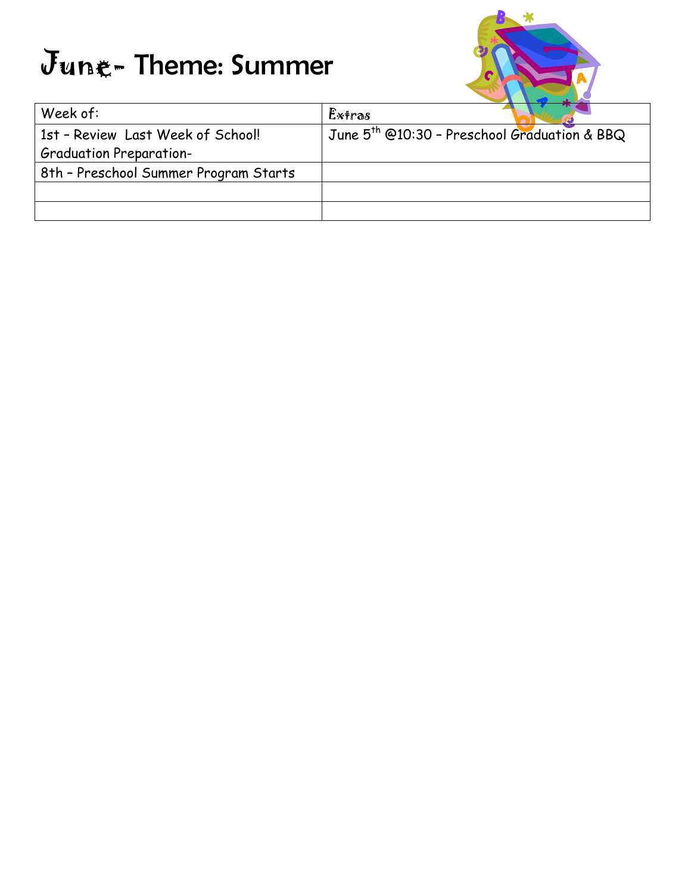# June- Theme: Summer

| Week of: | Extras |
|---|---|
| 1st – Review  Last Week of School! Graduation Preparation- | June 5th @10:30 – Preschool Graduation & BBQ |
| 8th – Preschool Summer Program Starts | |
| | |
| | |